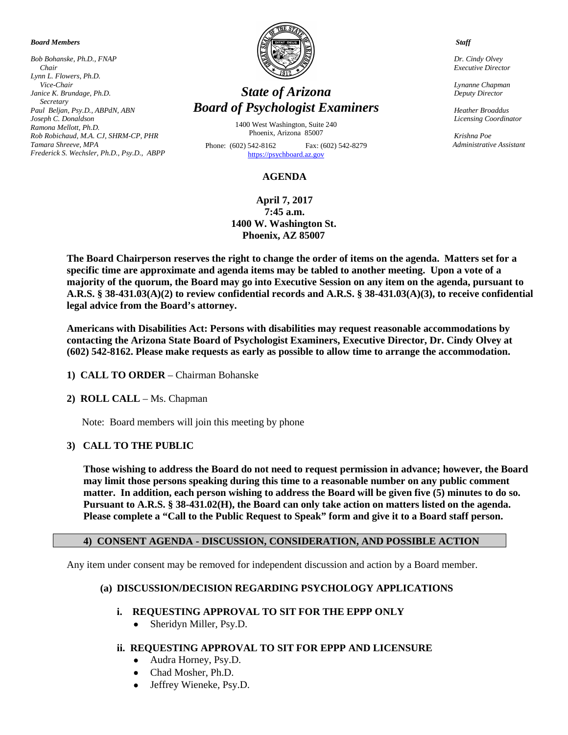***Board Members***

*Bob Bohanske, Ph.D., FNAP*
*Chair*
*Lynn L. Flowers, Ph.D.*
*Vice-Chair*
*Janice K. Brundage, Ph.D.*
*Secretary*
*Paul Beljan, Psy.D., ABPdN, ABN*
*Joseph C. Donaldson*
*Ramona Mellott, Ph.D.*
*Rob Robichaud, M.A. CJ, SHRM-CP, PHR*
*Tamara Shreeve, MPA*
*Frederick S. Wechsler, Ph.D., Psy.D., ABPP*

# *State of Arizona*
# *Board of Psychologist Examiners*

1400 West Washington, Suite 240
Phoenix, Arizona 85007

Phone: (602) 542-8162 Fax: (602) 542-8279
https://psychboard.az.gov

***Staff***

*Dr. Cindy Olvey*
*Executive Director*

*Lynanne Chapman*
*Deputy Director*

*Heather Broaddus*
*Licensing Coordinator*

*Krishna Poe*
*Administrative Assistant*

## AGENDA

**April 7, 2017**
**7:45 a.m.**
**1400 W. Washington St.**
**Phoenix, AZ 85007**

**The Board Chairperson reserves the right to change the order of items on the agenda. Matters set for a specific time are approximate and agenda items may be tabled to another meeting. Upon a vote of a majority of the quorum, the Board may go into Executive Session on any item on the agenda, pursuant to A.R.S. § 38-431.03(A)(2) to review confidential records and A.R.S. § 38-431.03(A)(3), to receive confidential legal advice from the Board's attorney.**

**Americans with Disabilities Act: Persons with disabilities may request reasonable accommodations by contacting the Arizona State Board of Psychologist Examiners, Executive Director, Dr. Cindy Olvey at (602) 542-8162. Please make requests as early as possible to allow time to arrange the accommodation.**

1) **CALL TO ORDER** – Chairman Bohanske

2) **ROLL CALL** – Ms. Chapman

   Note: Board members will join this meeting by phone

3) **CALL TO THE PUBLIC**

   **Those wishing to address the Board do not need to request permission in advance; however, the Board may limit those persons speaking during this time to a reasonable number on any public comment matter. In addition, each person wishing to address the Board will be given five (5) minutes to do so. Pursuant to A.R.S. § 38-431.02(H), the Board can only take action on matters listed on the agenda. Please complete a "Call to the Public Request to Speak" form and give it to a Board staff person.**

### 4) CONSENT AGENDA - DISCUSSION, CONSIDERATION, AND POSSIBLE ACTION

Any item under consent may be removed for independent discussion and action by a Board member.

**(a) DISCUSSION/DECISION REGARDING PSYCHOLOGY APPLICATIONS**

**i. REQUESTING APPROVAL TO SIT FOR THE EPPP ONLY**
- Sheridyn Miller, Psy.D.

**ii. REQUESTING APPROVAL TO SIT FOR EPPP AND LICENSURE**
- Audra Horney, Psy.D.
- Chad Mosher, Ph.D.
- Jeffrey Wieneke, Psy.D.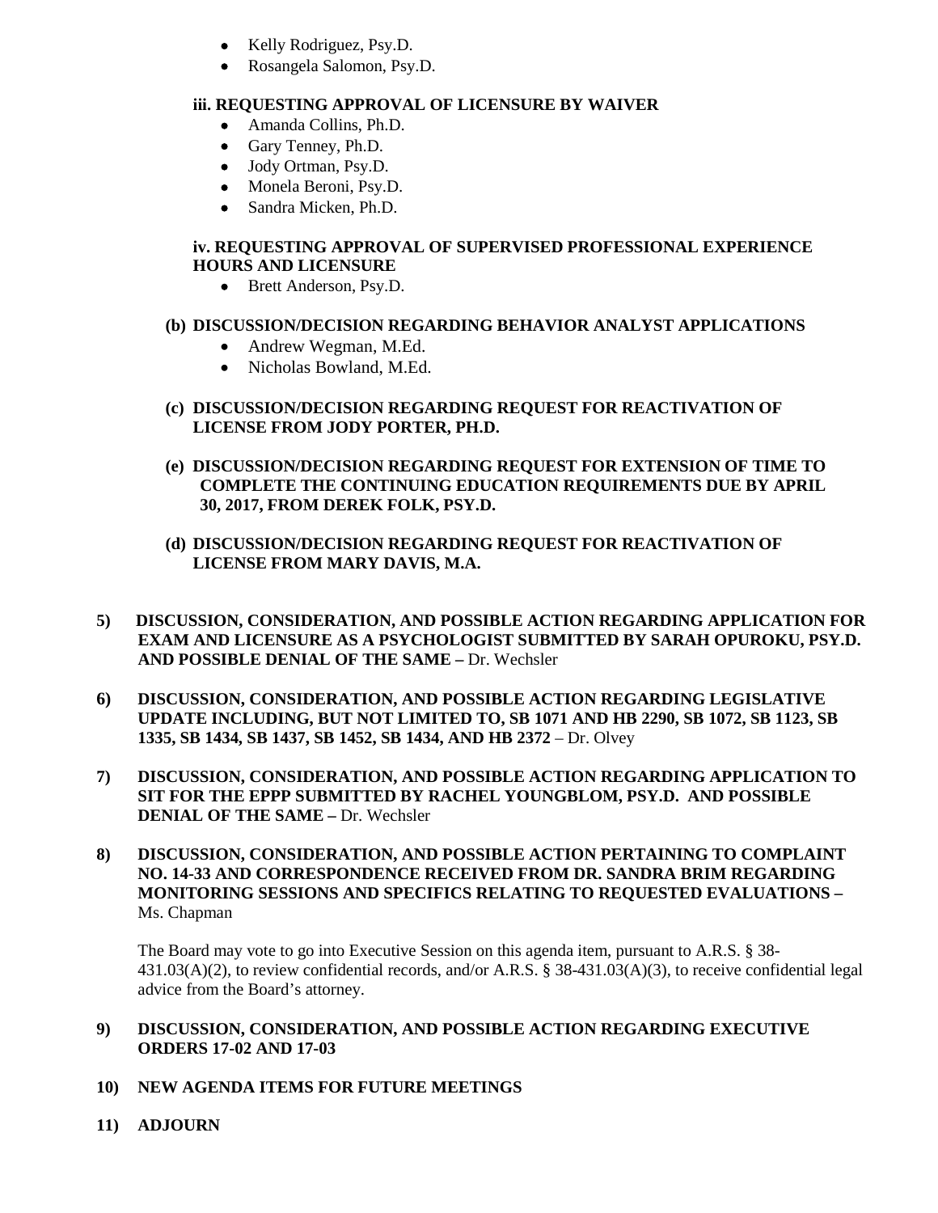- Kelly Rodriguez, Psy.D.
- Rosangela Salomon, Psy.D.

**iii. REQUESTING APPROVAL OF LICENSURE BY WAIVER**

- Amanda Collins, Ph.D.
- Gary Tenney, Ph.D.
- Jody Ortman, Psy.D.
- Monela Beroni, Psy.D.
- Sandra Micken, Ph.D.

**iv. REQUESTING APPROVAL OF SUPERVISED PROFESSIONAL EXPERIENCE HOURS AND LICENSURE**

- Brett Anderson, Psy.D.

**(b) DISCUSSION/DECISION REGARDING BEHAVIOR ANALYST APPLICATIONS**

- Andrew Wegman, M.Ed.
- Nicholas Bowland, M.Ed.

**(c) DISCUSSION/DECISION REGARDING REQUEST FOR REACTIVATION OF LICENSE FROM JODY PORTER, PH.D.**

**(e) DISCUSSION/DECISION REGARDING REQUEST FOR EXTENSION OF TIME TO COMPLETE THE CONTINUING EDUCATION REQUIREMENTS DUE BY APRIL 30, 2017, FROM DEREK FOLK, PSY.D.**

**(d) DISCUSSION/DECISION REGARDING REQUEST FOR REACTIVATION OF LICENSE FROM MARY DAVIS, M.A.**

**5) DISCUSSION, CONSIDERATION, AND POSSIBLE ACTION REGARDING APPLICATION FOR EXAM AND LICENSURE AS A PSYCHOLOGIST SUBMITTED BY SARAH OPUROKU, PSY.D. AND POSSIBLE DENIAL OF THE SAME –** Dr. Wechsler

**6) DISCUSSION, CONSIDERATION, AND POSSIBLE ACTION REGARDING LEGISLATIVE UPDATE INCLUDING, BUT NOT LIMITED TO, SB 1071 AND HB 2290, SB 1072, SB 1123, SB 1335, SB 1434, SB 1437, SB 1452, SB 1434, AND HB 2372** – Dr. Olvey

**7) DISCUSSION, CONSIDERATION, AND POSSIBLE ACTION REGARDING APPLICATION TO SIT FOR THE EPPP SUBMITTED BY RACHEL YOUNGBLOM, PSY.D. AND POSSIBLE DENIAL OF THE SAME –** Dr. Wechsler

**8) DISCUSSION, CONSIDERATION, AND POSSIBLE ACTION PERTAINING TO COMPLAINT NO. 14-33 AND CORRESPONDENCE RECEIVED FROM DR. SANDRA BRIM REGARDING MONITORING SESSIONS AND SPECIFICS RELATING TO REQUESTED EVALUATIONS –** Ms. Chapman

The Board may vote to go into Executive Session on this agenda item, pursuant to A.R.S. § 38-431.03(A)(2), to review confidential records, and/or A.R.S. § 38-431.03(A)(3), to receive confidential legal advice from the Board's attorney.

**9) DISCUSSION, CONSIDERATION, AND POSSIBLE ACTION REGARDING EXECUTIVE ORDERS 17-02 AND 17-03**

**10) NEW AGENDA ITEMS FOR FUTURE MEETINGS**

**11) ADJOURN**